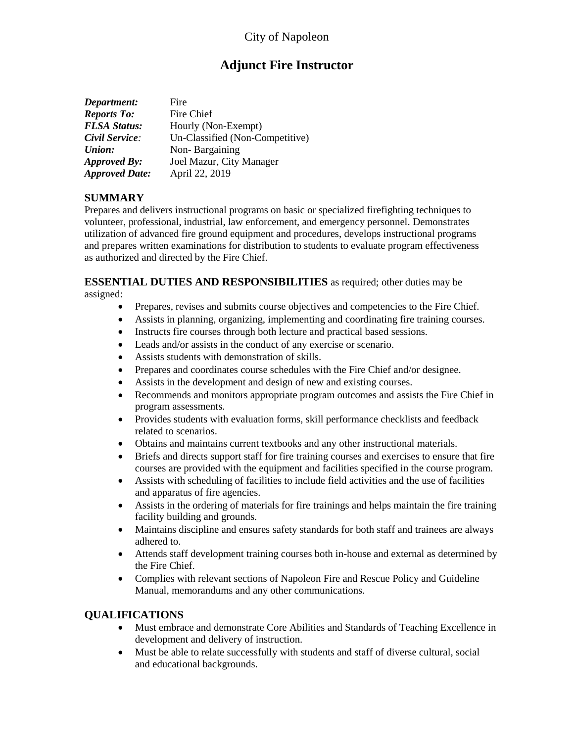City of Napoleon

# Adjunct Fire Instructor

***Department:*** Fire
***Reports To:*** Fire Chief
***FLSA Status:*** Hourly (Non-Exempt)
***Civil Service:*** Un-Classified (Non-Competitive)
***Union:*** Non- Bargaining
***Approved By:*** Joel Mazur, City Manager
***Approved Date:*** April 22, 2019

## SUMMARY

Prepares and delivers instructional programs on basic or specialized firefighting techniques to volunteer, professional, industrial, law enforcement, and emergency personnel. Demonstrates utilization of advanced fire ground equipment and procedures, develops instructional programs and prepares written examinations for distribution to students to evaluate program effectiveness as authorized and directed by the Fire Chief.

**ESSENTIAL DUTIES AND RESPONSIBILITIES** as required; other duties may be assigned:

- Prepares, revises and submits course objectives and competencies to the Fire Chief.
- Assists in planning, organizing, implementing and coordinating fire training courses.
- Instructs fire courses through both lecture and practical based sessions.
- Leads and/or assists in the conduct of any exercise or scenario.
- Assists students with demonstration of skills.
- Prepares and coordinates course schedules with the Fire Chief and/or designee.
- Assists in the development and design of new and existing courses.
- Recommends and monitors appropriate program outcomes and assists the Fire Chief in program assessments.
- Provides students with evaluation forms, skill performance checklists and feedback related to scenarios.
- Obtains and maintains current textbooks and any other instructional materials.
- Briefs and directs support staff for fire training courses and exercises to ensure that fire courses are provided with the equipment and facilities specified in the course program.
- Assists with scheduling of facilities to include field activities and the use of facilities and apparatus of fire agencies.
- Assists in the ordering of materials for fire trainings and helps maintain the fire training facility building and grounds.
- Maintains discipline and ensures safety standards for both staff and trainees are always adhered to.
- Attends staff development training courses both in-house and external as determined by the Fire Chief.
- Complies with relevant sections of Napoleon Fire and Rescue Policy and Guideline Manual, memorandums and any other communications.

## QUALIFICATIONS

- Must embrace and demonstrate Core Abilities and Standards of Teaching Excellence in development and delivery of instruction.
- Must be able to relate successfully with students and staff of diverse cultural, social and educational backgrounds.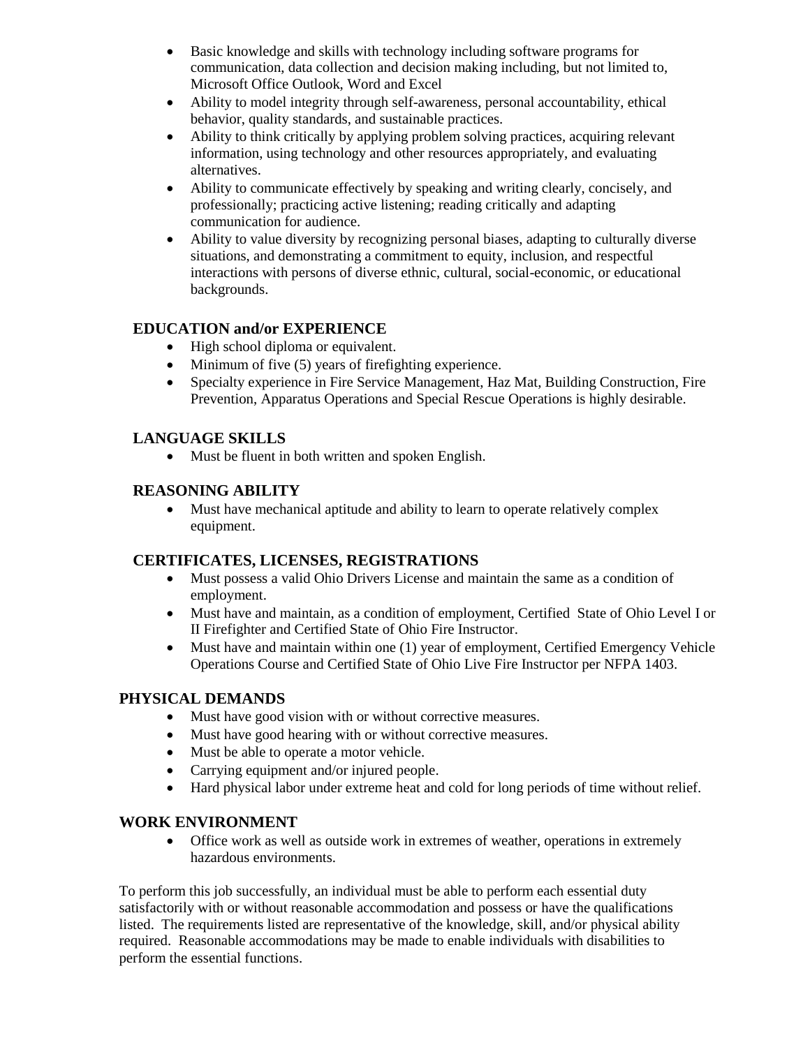- Basic knowledge and skills with technology including software programs for communication, data collection and decision making including, but not limited to, Microsoft Office Outlook, Word and Excel
- Ability to model integrity through self-awareness, personal accountability, ethical behavior, quality standards, and sustainable practices.
- Ability to think critically by applying problem solving practices, acquiring relevant information, using technology and other resources appropriately, and evaluating alternatives.
- Ability to communicate effectively by speaking and writing clearly, concisely, and professionally; practicing active listening; reading critically and adapting communication for audience.
- Ability to value diversity by recognizing personal biases, adapting to culturally diverse situations, and demonstrating a commitment to equity, inclusion, and respectful interactions with persons of diverse ethnic, cultural, social-economic, or educational backgrounds.

### EDUCATION and/or EXPERIENCE

- High school diploma or equivalent.
- Minimum of five (5) years of firefighting experience.
- Specialty experience in Fire Service Management, Haz Mat, Building Construction, Fire Prevention, Apparatus Operations and Special Rescue Operations is highly desirable.

### LANGUAGE SKILLS

- Must be fluent in both written and spoken English.

### REASONING ABILITY

- Must have mechanical aptitude and ability to learn to operate relatively complex equipment.

### CERTIFICATES, LICENSES, REGISTRATIONS

- Must possess a valid Ohio Drivers License and maintain the same as a condition of employment.
- Must have and maintain, as a condition of employment, Certified State of Ohio Level I or II Firefighter and Certified State of Ohio Fire Instructor.
- Must have and maintain within one (1) year of employment, Certified Emergency Vehicle Operations Course and Certified State of Ohio Live Fire Instructor per NFPA 1403.

## PHYSICAL DEMANDS

- Must have good vision with or without corrective measures.
- Must have good hearing with or without corrective measures.
- Must be able to operate a motor vehicle.
- Carrying equipment and/or injured people.
- Hard physical labor under extreme heat and cold for long periods of time without relief.

## WORK ENVIRONMENT

- Office work as well as outside work in extremes of weather, operations in extremely hazardous environments.

To perform this job successfully, an individual must be able to perform each essential duty satisfactorily with or without reasonable accommodation and possess or have the qualifications listed. The requirements listed are representative of the knowledge, skill, and/or physical ability required. Reasonable accommodations may be made to enable individuals with disabilities to perform the essential functions.